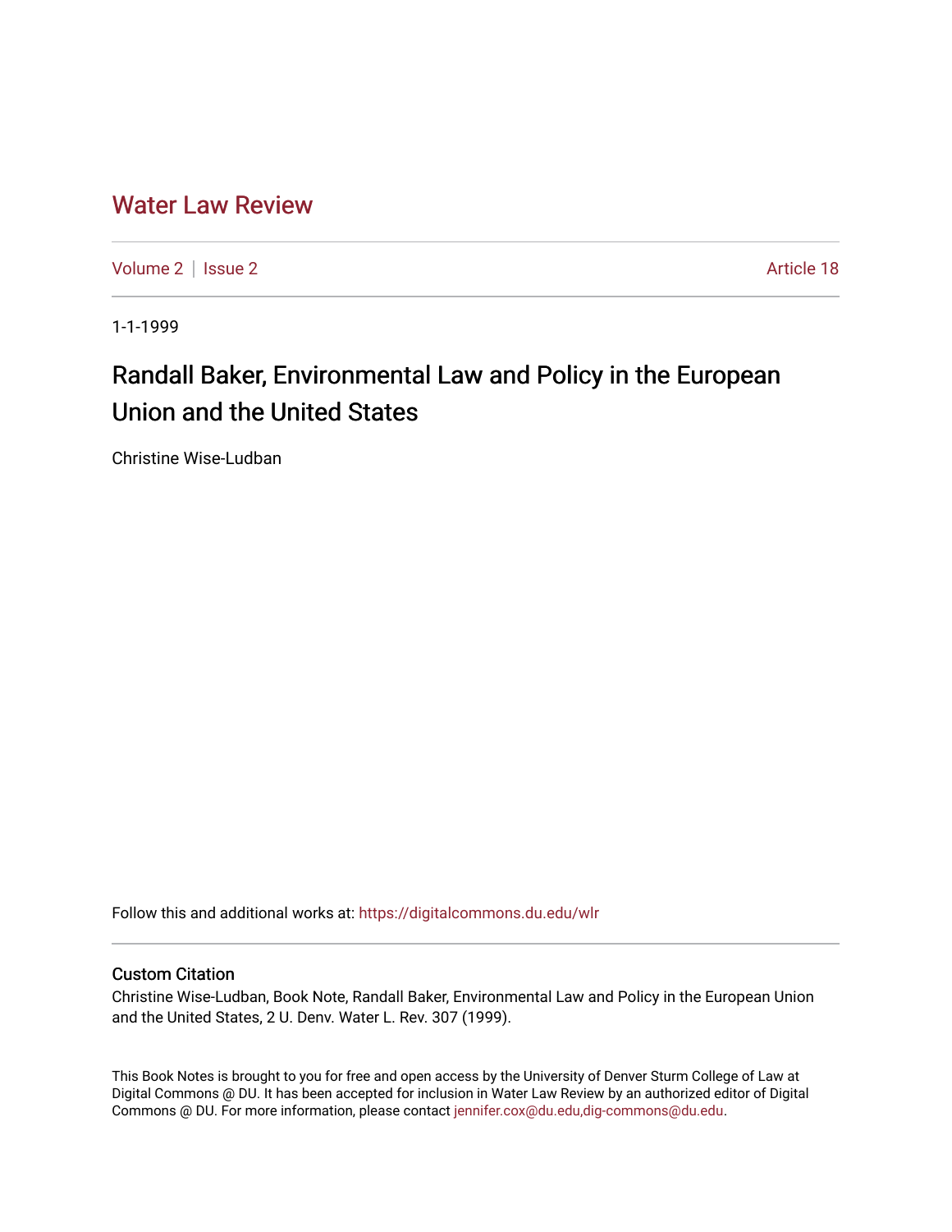# Water Law Review

Volume 2 | Issue 2 Article 18

1-1-1999

## Randall Baker, Environmental Law and Policy in the European Union and the United States

Christine Wise-Ludban

Follow this and additional works at: https://digitalcommons.du.edu/wlr

### Custom Citation

Christine Wise-Ludban, Book Note, Randall Baker, Environmental Law and Policy in the European Union and the United States, 2 U. Denv. Water L. Rev. 307 (1999).

This Book Notes is brought to you for free and open access by the University of Denver Sturm College of Law at Digital Commons @ DU. It has been accepted for inclusion in Water Law Review by an authorized editor of Digital Commons @ DU. For more information, please contact jennifer.cox@du.edu,dig-commons@du.edu.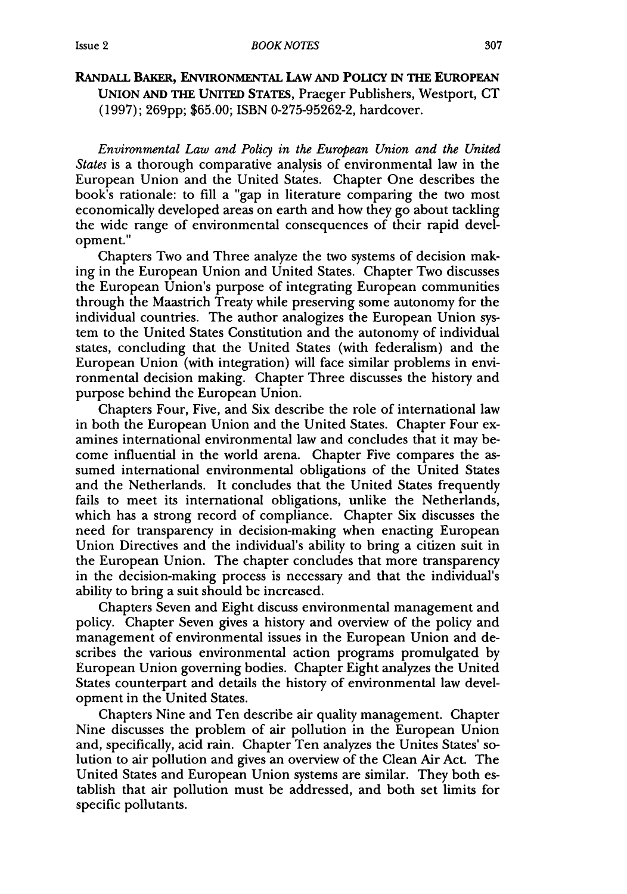**RANDALL BAKER, ENVIRONMENTAL LAW AND POLICY IN THE EUROPEAN UNION AND THE UNITED STATES**, Praeger Publishers, Westport, CT (1997); 269pp; $65.00; ISBN 0-275-95262-2, hardcover.

*Environmental Law and Policy in the European Union and the United States* is a thorough comparative analysis of environmental law in the European Union and the United States. Chapter One describes the book's rationale: to fill a "gap in literature comparing the two most economically developed areas on earth and how they go about tackling the wide range of environmental consequences of their rapid development."

Chapters Two and Three analyze the two systems of decision making in the European Union and United States. Chapter Two discusses the European Union's purpose of integrating European communities through the Maastrich Treaty while preserving some autonomy for the individual countries. The author analogizes the European Union system to the United States Constitution and the autonomy of individual states, concluding that the United States (with federalism) and the European Union (with integration) will face similar problems in environmental decision making. Chapter Three discusses the history and purpose behind the European Union.

Chapters Four, Five, and Six describe the role of international law in both the European Union and the United States. Chapter Four examines international environmental law and concludes that it may become influential in the world arena. Chapter Five compares the assumed international environmental obligations of the United States and the Netherlands. It concludes that the United States frequently fails to meet its international obligations, unlike the Netherlands, which has a strong record of compliance. Chapter Six discusses the need for transparency in decision-making when enacting European Union Directives and the individual's ability to bring a citizen suit in the European Union. The chapter concludes that more transparency in the decision-making process is necessary and that the individual's ability to bring a suit should be increased.

Chapters Seven and Eight discuss environmental management and policy. Chapter Seven gives a history and overview of the policy and management of environmental issues in the European Union and describes the various environmental action programs promulgated by European Union governing bodies. Chapter Eight analyzes the United States counterpart and details the history of environmental law development in the United States.

Chapters Nine and Ten describe air quality management. Chapter Nine discusses the problem of air pollution in the European Union and, specifically, acid rain. Chapter Ten analyzes the Unites States' solution to air pollution and gives an overview of the Clean Air Act. The United States and European Union systems are similar. They both establish that air pollution must be addressed, and both set limits for specific pollutants.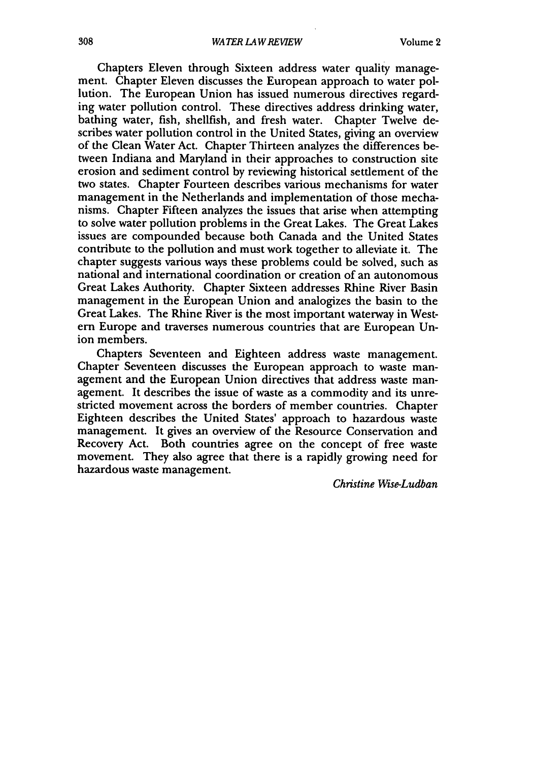Chapters Eleven through Sixteen address water quality management. Chapter Eleven discusses the European approach to water pollution. The European Union has issued numerous directives regarding water pollution control. These directives address drinking water, bathing water, fish, shellfish, and fresh water. Chapter Twelve describes water pollution control in the United States, giving an overview of the Clean Water Act. Chapter Thirteen analyzes the differences between Indiana and Maryland in their approaches to construction site erosion and sediment control by reviewing historical settlement of the two states. Chapter Fourteen describes various mechanisms for water management in the Netherlands and implementation of those mechanisms. Chapter Fifteen analyzes the issues that arise when attempting to solve water pollution problems in the Great Lakes. The Great Lakes issues are compounded because both Canada and the United States contribute to the pollution and must work together to alleviate it. The chapter suggests various ways these problems could be solved, such as national and international coordination or creation of an autonomous Great Lakes Authority. Chapter Sixteen addresses Rhine River Basin management in the European Union and analogizes the basin to the Great Lakes. The Rhine River is the most important waterway in Western Europe and traverses numerous countries that are European Union members.

Chapters Seventeen and Eighteen address waste management. Chapter Seventeen discusses the European approach to waste management and the European Union directives that address waste management. It describes the issue of waste as a commodity and its unrestricted movement across the borders of member countries. Chapter Eighteen describes the United States' approach to hazardous waste management. It gives an overview of the Resource Conservation and Recovery Act. Both countries agree on the concept of free waste movement. They also agree that there is a rapidly growing need for hazardous waste management.

*Christine Wise-Ludban*